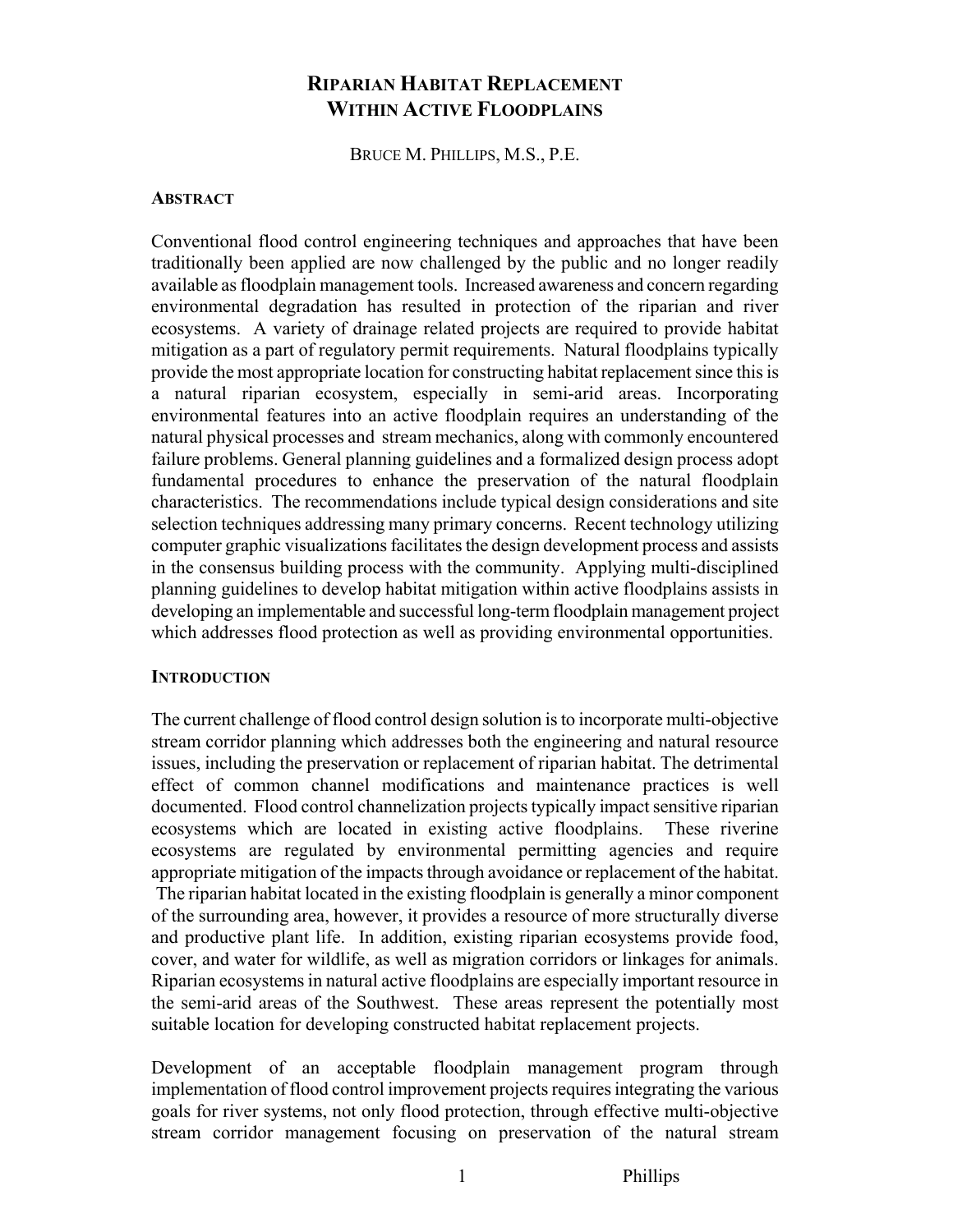# RIPARIAN HABITAT REPLACEMENT WITHIN ACTIVE FLOODPLAINS

BRUCE M. PHILLIPS, M.S., P.E.

## ABSTRACT

Conventional flood control engineering techniques and approaches that have been traditionally been applied are now challenged by the public and no longer readily available as floodplain management tools. Increased awareness and concern regarding environmental degradation has resulted in protection of the riparian and river ecosystems. A variety of drainage related projects are required to provide habitat mitigation as a part of regulatory permit requirements. Natural floodplains typically provide the most appropriate location for constructing habitat replacement since this is a natural riparian ecosystem, especially in semi-arid areas. Incorporating environmental features into an active floodplain requires an understanding of the natural physical processes and stream mechanics, along with commonly encountered failure problems. General planning guidelines and a formalized design process adopt fundamental procedures to enhance the preservation of the natural floodplain characteristics. The recommendations include typical design considerations and site selection techniques addressing many primary concerns. Recent technology utilizing computer graphic visualizations facilitates the design development process and assists in the consensus building process with the community. Applying multi-disciplined planning guidelines to develop habitat mitigation within active floodplains assists in developing an implementable and successful long-term floodplain management project which addresses flood protection as well as providing environmental opportunities.

## INTRODUCTION

The current challenge of flood control design solution is to incorporate multi-objective stream corridor planning which addresses both the engineering and natural resource issues, including the preservation or replacement of riparian habitat. The detrimental effect of common channel modifications and maintenance practices is well documented. Flood control channelization projects typically impact sensitive riparian ecosystems which are located in existing active floodplains. These riverine ecosystems are regulated by environmental permitting agencies and require appropriate mitigation of the impacts through avoidance or replacement of the habitat. The riparian habitat located in the existing floodplain is generally a minor component of the surrounding area, however, it provides a resource of more structurally diverse and productive plant life. In addition, existing riparian ecosystems provide food, cover, and water for wildlife, as well as migration corridors or linkages for animals. Riparian ecosystems in natural active floodplains are especially important resource in the semi-arid areas of the Southwest. These areas represent the potentially most suitable location for developing constructed habitat replacement projects.

Development of an acceptable floodplain management program through implementation of flood control improvement projects requires integrating the various goals for river systems, not only flood protection, through effective multi-objective stream corridor management focusing on preservation of the natural stream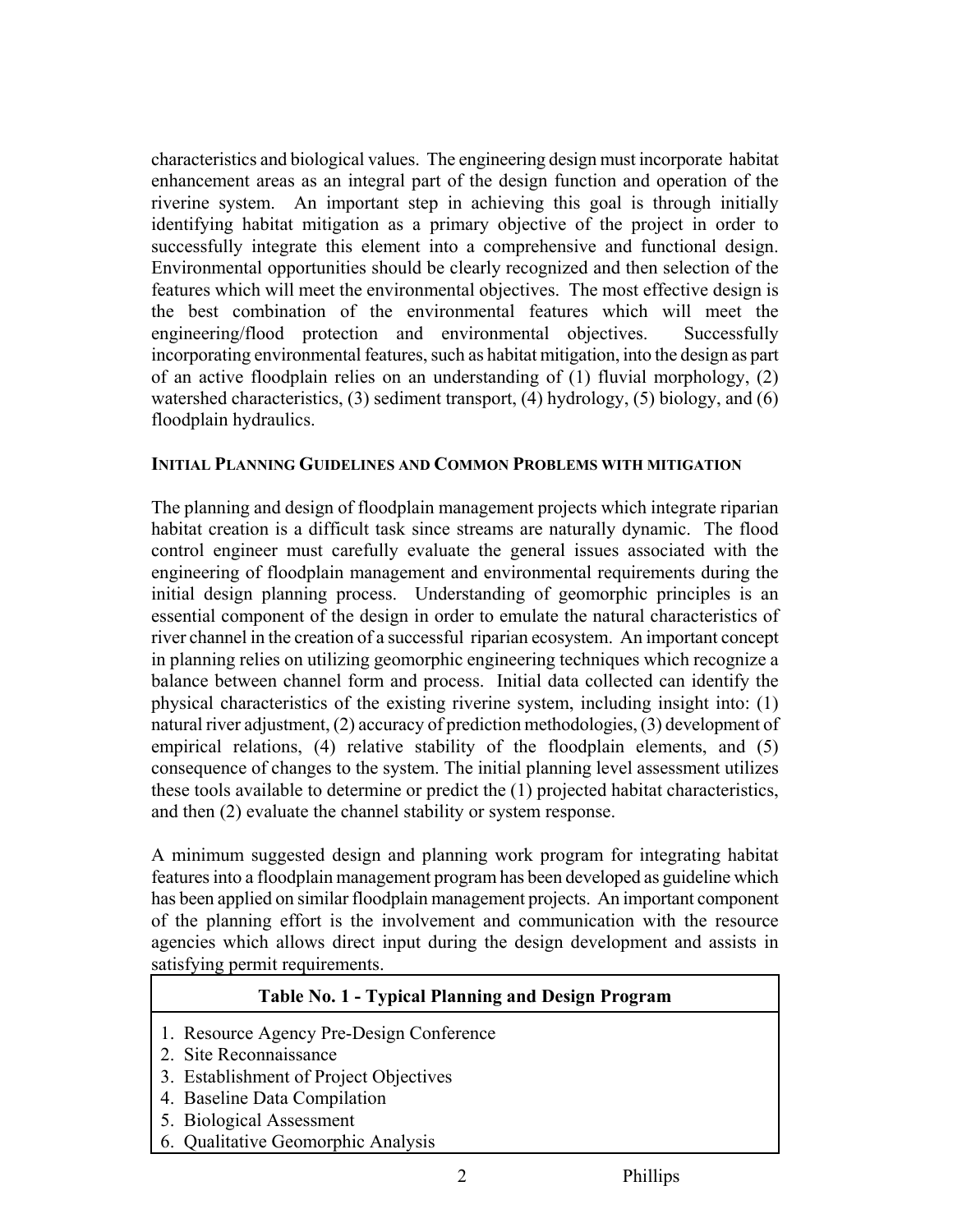characteristics and biological values. The engineering design must incorporate habitat enhancement areas as an integral part of the design function and operation of the riverine system. An important step in achieving this goal is through initially identifying habitat mitigation as a primary objective of the project in order to successfully integrate this element into a comprehensive and functional design. Environmental opportunities should be clearly recognized and then selection of the features which will meet the environmental objectives. The most effective design is the best combination of the environmental features which will meet the engineering/flood protection and environmental objectives. Successfully incorporating environmental features, such as habitat mitigation, into the design as part of an active floodplain relies on an understanding of (1) fluvial morphology, (2) watershed characteristics, (3) sediment transport, (4) hydrology, (5) biology, and (6) floodplain hydraulics.

### INITIAL PLANNING GUIDELINES AND COMMON PROBLEMS WITH MITIGATION

The planning and design of floodplain management projects which integrate riparian habitat creation is a difficult task since streams are naturally dynamic. The flood control engineer must carefully evaluate the general issues associated with the engineering of floodplain management and environmental requirements during the initial design planning process. Understanding of geomorphic principles is an essential component of the design in order to emulate the natural characteristics of river channel in the creation of a successful riparian ecosystem. An important concept in planning relies on utilizing geomorphic engineering techniques which recognize a balance between channel form and process. Initial data collected can identify the physical characteristics of the existing riverine system, including insight into: (1) natural river adjustment, (2) accuracy of prediction methodologies, (3) development of empirical relations, (4) relative stability of the floodplain elements, and (5) consequence of changes to the system. The initial planning level assessment utilizes these tools available to determine or predict the (1) projected habitat characteristics, and then (2) evaluate the channel stability or system response.

A minimum suggested design and planning work program for integrating habitat features into a floodplain management program has been developed as guideline which has been applied on similar floodplain management projects. An important component of the planning effort is the involvement and communication with the resource agencies which allows direct input during the design development and assists in satisfying permit requirements.

| Table No. 1 - Typical Planning and Design Program |
|---|
| 1. Resource Agency Pre-Design Conference |
| 2. Site Reconnaissance |
| 3. Establishment of Project Objectives |
| 4. Baseline Data Compilation |
| 5. Biological Assessment |
| 6. Qualitative Geomorphic Analysis |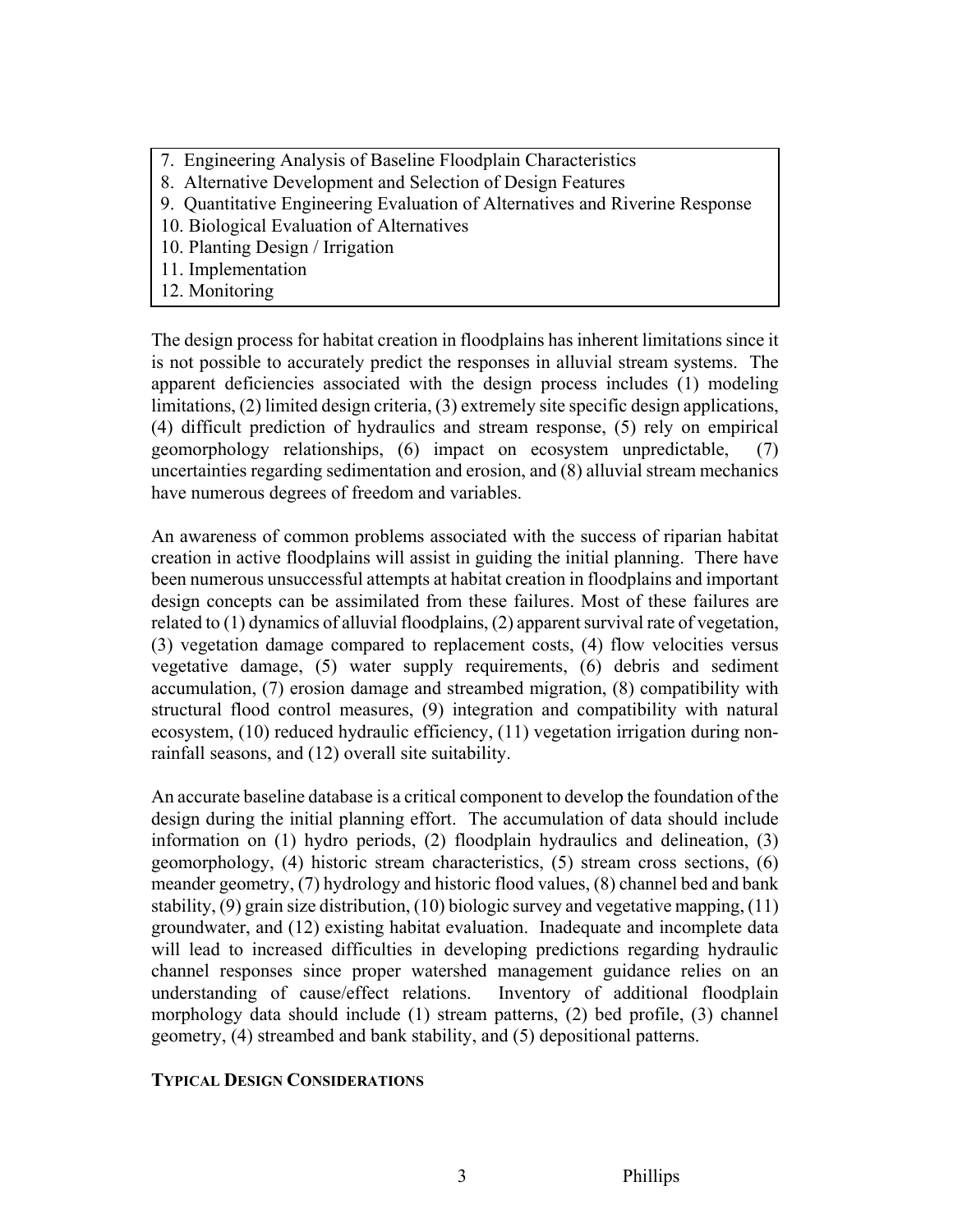7. Engineering Analysis of Baseline Floodplain Characteristics
8. Alternative Development and Selection of Design Features
9. Quantitative Engineering Evaluation of Alternatives and Riverine Response
10. Biological Evaluation of Alternatives
10. Planting Design / Irrigation
11. Implementation
12. Monitoring

The design process for habitat creation in floodplains has inherent limitations since it is not possible to accurately predict the responses in alluvial stream systems. The apparent deficiencies associated with the design process includes (1) modeling limitations, (2) limited design criteria, (3) extremely site specific design applications, (4) difficult prediction of hydraulics and stream response, (5) rely on empirical geomorphology relationships, (6) impact on ecosystem unpredictable, (7) uncertainties regarding sedimentation and erosion, and (8) alluvial stream mechanics have numerous degrees of freedom and variables.

An awareness of common problems associated with the success of riparian habitat creation in active floodplains will assist in guiding the initial planning. There have been numerous unsuccessful attempts at habitat creation in floodplains and important design concepts can be assimilated from these failures. Most of these failures are related to (1) dynamics of alluvial floodplains, (2) apparent survival rate of vegetation, (3) vegetation damage compared to replacement costs, (4) flow velocities versus vegetative damage, (5) water supply requirements, (6) debris and sediment accumulation, (7) erosion damage and streambed migration, (8) compatibility with structural flood control measures, (9) integration and compatibility with natural ecosystem, (10) reduced hydraulic efficiency, (11) vegetation irrigation during non-rainfall seasons, and (12) overall site suitability.

An accurate baseline database is a critical component to develop the foundation of the design during the initial planning effort. The accumulation of data should include information on (1) hydro periods, (2) floodplain hydraulics and delineation, (3) geomorphology, (4) historic stream characteristics, (5) stream cross sections, (6) meander geometry, (7) hydrology and historic flood values, (8) channel bed and bank stability, (9) grain size distribution, (10) biologic survey and vegetative mapping, (11) groundwater, and (12) existing habitat evaluation. Inadequate and incomplete data will lead to increased difficulties in developing predictions regarding hydraulic channel responses since proper watershed management guidance relies on an understanding of cause/effect relations. Inventory of additional floodplain morphology data should include (1) stream patterns, (2) bed profile, (3) channel geometry, (4) streambed and bank stability, and (5) depositional patterns.

## TYPICAL DESIGN CONSIDERATIONS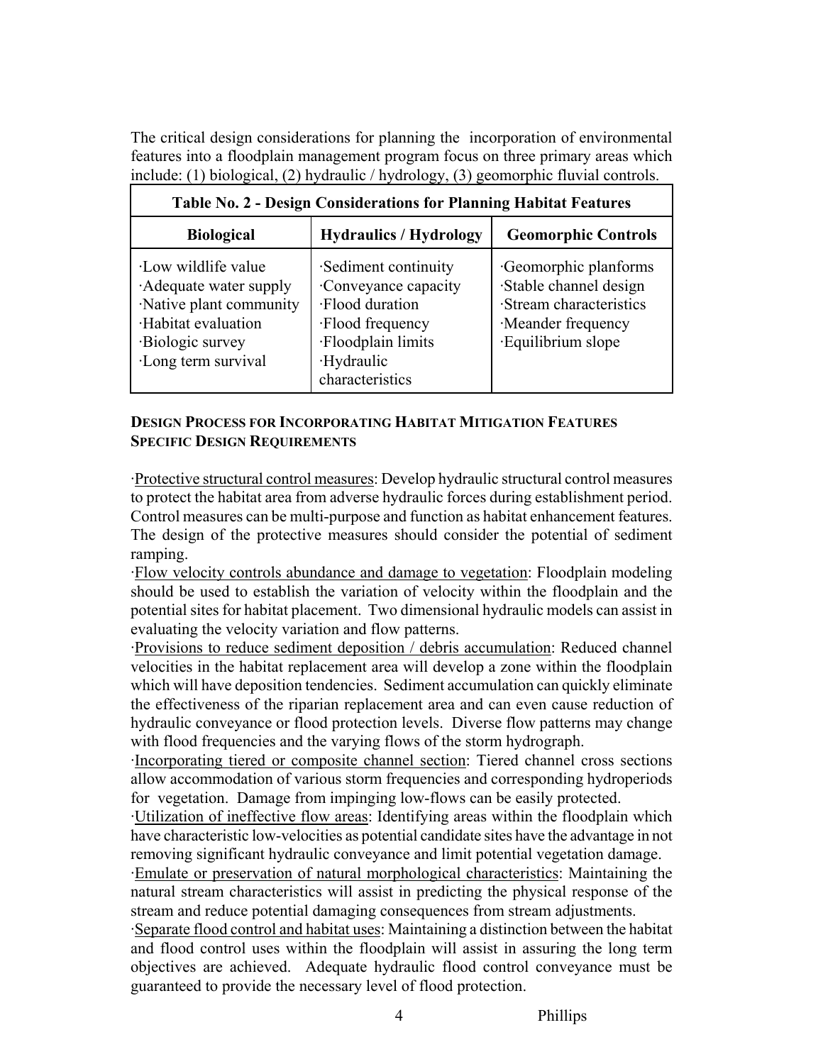The critical design considerations for planning the incorporation of environmental features into a floodplain management program focus on three primary areas which include: (1) biological, (2) hydraulic / hydrology, (3) geomorphic fluvial controls.

**Table No. 2 - Design Considerations for Planning Habitat Features**

| Biological | Hydraulics / Hydrology | Geomorphic Controls |
|---|---|---|
| ·Low wildlife value<br>·Adequate water supply<br>·Native plant community<br>·Habitat evaluation<br>·Biologic survey<br>·Long term survival | ·Sediment continuity<br>·Conveyance capacity<br>·Flood duration<br>·Flood frequency<br>·Floodplain limits<br>·Hydraulic characteristics | ·Geomorphic planforms<br>·Stable channel design<br>·Stream characteristics<br>·Meander frequency<br>·Equilibrium slope |

## DESIGN PROCESS FOR INCORPORATING HABITAT MITIGATION FEATURES SPECIFIC DESIGN REQUIREMENTS

·Protective structural control measures: Develop hydraulic structural control measures to protect the habitat area from adverse hydraulic forces during establishment period. Control measures can be multi-purpose and function as habitat enhancement features. The design of the protective measures should consider the potential of sediment ramping.

·Flow velocity controls abundance and damage to vegetation: Floodplain modeling should be used to establish the variation of velocity within the floodplain and the potential sites for habitat placement. Two dimensional hydraulic models can assist in evaluating the velocity variation and flow patterns.

·Provisions to reduce sediment deposition / debris accumulation: Reduced channel velocities in the habitat replacement area will develop a zone within the floodplain which will have deposition tendencies. Sediment accumulation can quickly eliminate the effectiveness of the riparian replacement area and can even cause reduction of hydraulic conveyance or flood protection levels. Diverse flow patterns may change with flood frequencies and the varying flows of the storm hydrograph.

·Incorporating tiered or composite channel section: Tiered channel cross sections allow accommodation of various storm frequencies and corresponding hydroperiods for vegetation. Damage from impinging low-flows can be easily protected.

·Utilization of ineffective flow areas: Identifying areas within the floodplain which have characteristic low-velocities as potential candidate sites have the advantage in not removing significant hydraulic conveyance and limit potential vegetation damage.

·Emulate or preservation of natural morphological characteristics: Maintaining the natural stream characteristics will assist in predicting the physical response of the stream and reduce potential damaging consequences from stream adjustments.

·Separate flood control and habitat uses: Maintaining a distinction between the habitat and flood control uses within the floodplain will assist in assuring the long term objectives are achieved. Adequate hydraulic flood control conveyance must be guaranteed to provide the necessary level of flood protection.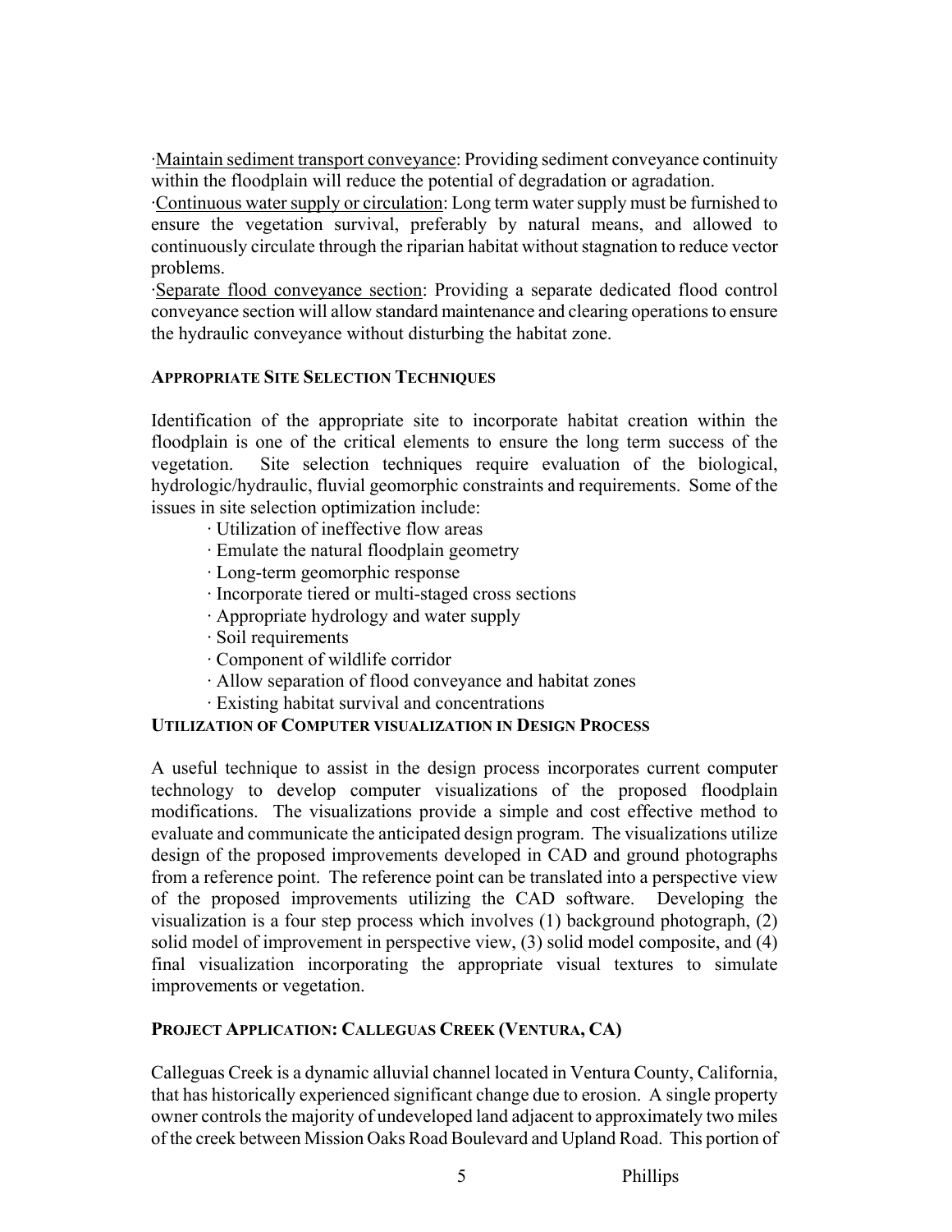·Maintain sediment transport conveyance: Providing sediment conveyance continuity within the floodplain will reduce the potential of degradation or agradation.

·Continuous water supply or circulation: Long term water supply must be furnished to ensure the vegetation survival, preferably by natural means, and allowed to continuously circulate through the riparian habitat without stagnation to reduce vector problems.

·Separate flood conveyance section: Providing a separate dedicated flood control conveyance section will allow standard maintenance and clearing operations to ensure the hydraulic conveyance without disturbing the habitat zone.

### APPROPRIATE SITE SELECTION TECHNIQUES

Identification of the appropriate site to incorporate habitat creation within the floodplain is one of the critical elements to ensure the long term success of the vegetation. Site selection techniques require evaluation of the biological, hydrologic/hydraulic, fluvial geomorphic constraints and requirements. Some of the issues in site selection optimization include:

- Utilization of ineffective flow areas
- Emulate the natural floodplain geometry
- Long-term geomorphic response
- Incorporate tiered or multi-staged cross sections
- Appropriate hydrology and water supply
- Soil requirements
- Component of wildlife corridor
- Allow separation of flood conveyance and habitat zones
- Existing habitat survival and concentrations

### UTILIZATION OF COMPUTER VISUALIZATION IN DESIGN PROCESS

A useful technique to assist in the design process incorporates current computer technology to develop computer visualizations of the proposed floodplain modifications. The visualizations provide a simple and cost effective method to evaluate and communicate the anticipated design program. The visualizations utilize design of the proposed improvements developed in CAD and ground photographs from a reference point. The reference point can be translated into a perspective view of the proposed improvements utilizing the CAD software. Developing the visualization is a four step process which involves (1) background photograph, (2) solid model of improvement in perspective view, (3) solid model composite, and (4) final visualization incorporating the appropriate visual textures to simulate improvements or vegetation.

### PROJECT APPLICATION: CALLEGUAS CREEK (VENTURA, CA)

Calleguas Creek is a dynamic alluvial channel located in Ventura County, California, that has historically experienced significant change due to erosion. A single property owner controls the majority of undeveloped land adjacent to approximately two miles of the creek between Mission Oaks Road Boulevard and Upland Road. This portion of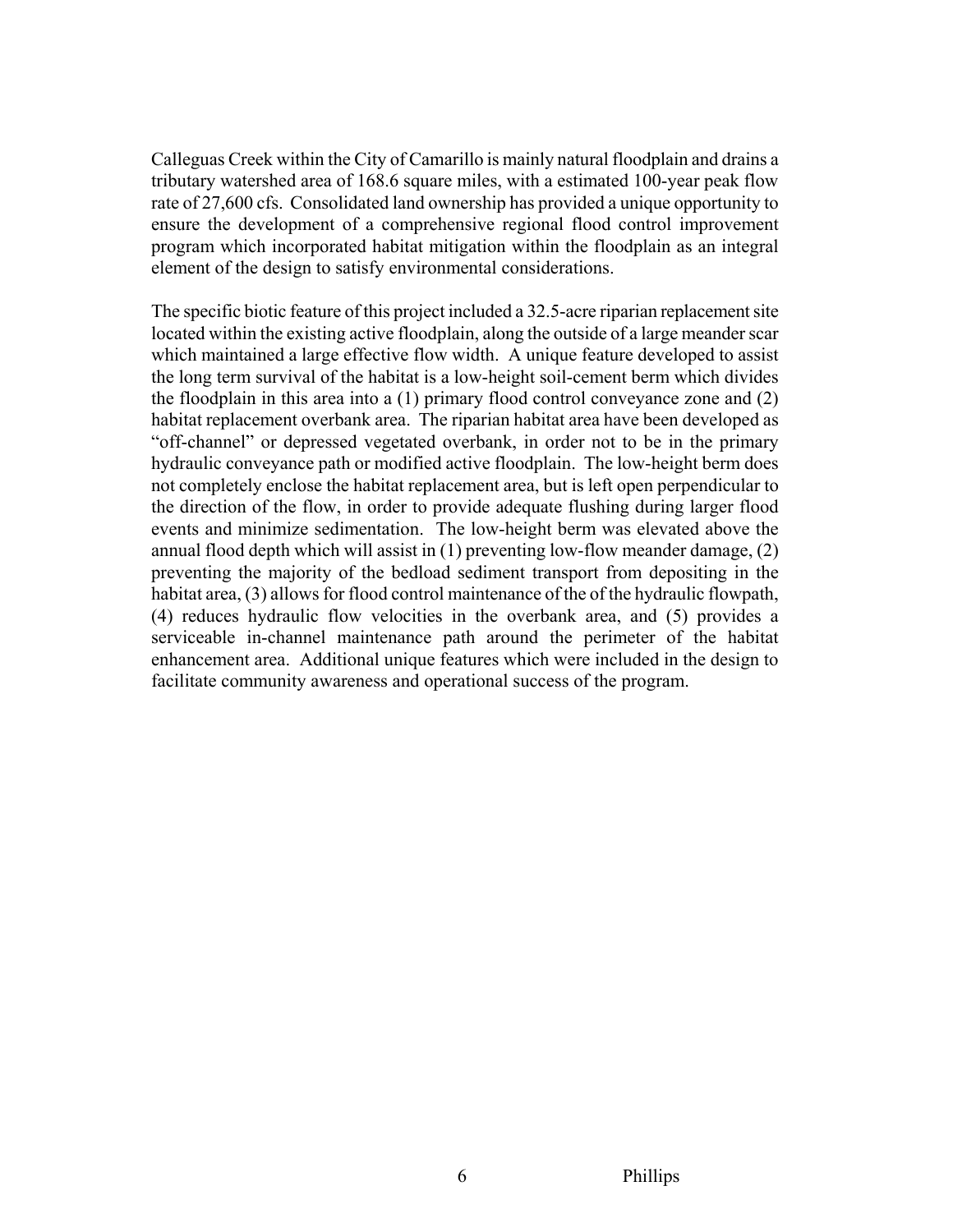Calleguas Creek within the City of Camarillo is mainly natural floodplain and drains a tributary watershed area of 168.6 square miles, with a estimated 100-year peak flow rate of 27,600 cfs. Consolidated land ownership has provided a unique opportunity to ensure the development of a comprehensive regional flood control improvement program which incorporated habitat mitigation within the floodplain as an integral element of the design to satisfy environmental considerations.

The specific biotic feature of this project included a 32.5-acre riparian replacement site located within the existing active floodplain, along the outside of a large meander scar which maintained a large effective flow width. A unique feature developed to assist the long term survival of the habitat is a low-height soil-cement berm which divides the floodplain in this area into a (1) primary flood control conveyance zone and (2) habitat replacement overbank area. The riparian habitat area have been developed as "off-channel" or depressed vegetated overbank, in order not to be in the primary hydraulic conveyance path or modified active floodplain. The low-height berm does not completely enclose the habitat replacement area, but is left open perpendicular to the direction of the flow, in order to provide adequate flushing during larger flood events and minimize sedimentation. The low-height berm was elevated above the annual flood depth which will assist in (1) preventing low-flow meander damage, (2) preventing the majority of the bedload sediment transport from depositing in the habitat area, (3) allows for flood control maintenance of the of the hydraulic flowpath, (4) reduces hydraulic flow velocities in the overbank area, and (5) provides a serviceable in-channel maintenance path around the perimeter of the habitat enhancement area. Additional unique features which were included in the design to facilitate community awareness and operational success of the program.